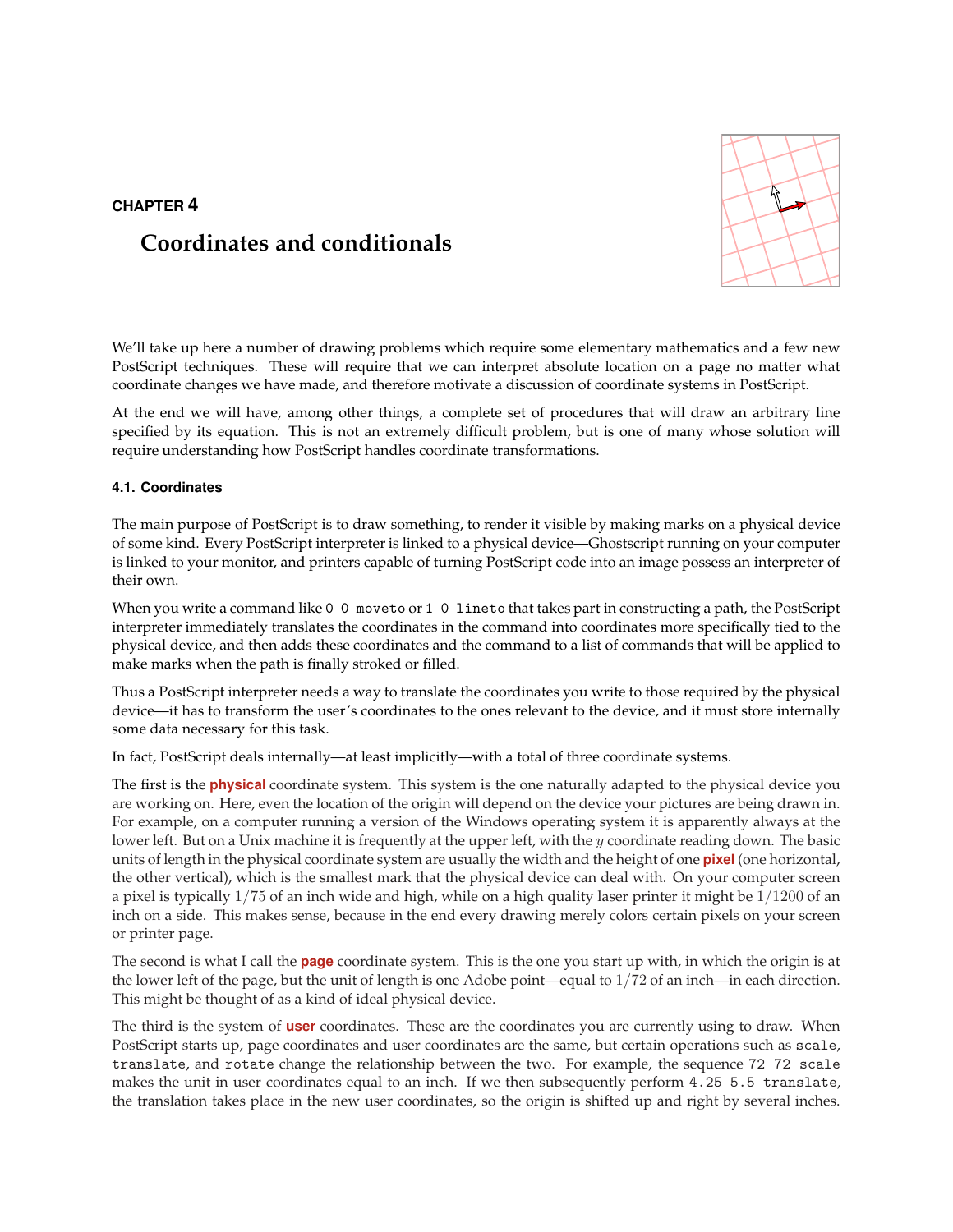CHAPTER 4

# Coordinates and conditionals

We'll take up here a number of drawing problems which require some elementary mathematics and a few new PostScript techniques. These will require that we can interpret absolute location on a page no matter what coordinate changes we have made, and therefore motivate a discussion of coordinate systems in PostScript.

At the end we will have, among other things, a complete set of procedures that will draw an arbitrary line specified by its equation. This is not an extremely difficult problem, but is one of many whose solution will require understanding how PostScript handles coordinate transformations.

### 4.1. Coordinates

The main purpose of PostScript is to draw something, to render it visible by making marks on a physical device of some kind. Every PostScript interpreter is linked to a physical device—Ghostscript running on your computer is linked to your monitor, and printers capable of turning PostScript code into an image possess an interpreter of their own.

When you write a command like `0 0 moveto` or `1 0 lineto` that takes part in constructing a path, the PostScript interpreter immediately translates the coordinates in the command into coordinates more specifically tied to the physical device, and then adds these coordinates and the command to a list of commands that will be applied to make marks when the path is finally stroked or filled.

Thus a PostScript interpreter needs a way to translate the coordinates you write to those required by the physical device—it has to transform the user's coordinates to the ones relevant to the device, and it must store internally some data necessary for this task.

In fact, PostScript deals internally—at least implicitly—with a total of three coordinate systems.

The first is the **physical** coordinate system. This system is the one naturally adapted to the physical device you are working on. Here, even the location of the origin will depend on the device your pictures are being drawn in. For example, on a computer running a version of the Windows operating system it is apparently always at the lower left. But on a Unix machine it is frequently at the upper left, with the $y$ coordinate reading down. The basic units of length in the physical coordinate system are usually the width and the height of one **pixel** (one horizontal, the other vertical), which is the smallest mark that the physical device can deal with. On your computer screen a pixel is typically $1/75$ of an inch wide and high, while on a high quality laser printer it might be $1/1200$ of an inch on a side. This makes sense, because in the end every drawing merely colors certain pixels on your screen or printer page.

The second is what I call the **page** coordinate system. This is the one you start up with, in which the origin is at the lower left of the page, but the unit of length is one Adobe point—equal to $1/72$ of an inch—in each direction. This might be thought of as a kind of ideal physical device.

The third is the system of **user** coordinates. These are the coordinates you are currently using to draw. When PostScript starts up, page coordinates and user coordinates are the same, but certain operations such as `scale`, `translate`, and `rotate` change the relationship between the two. For example, the sequence `72 72 scale` makes the unit in user coordinates equal to an inch. If we then subsequently perform `4.25 5.5 translate`, the translation takes place in the new user coordinates, so the origin is shifted up and right by several inches.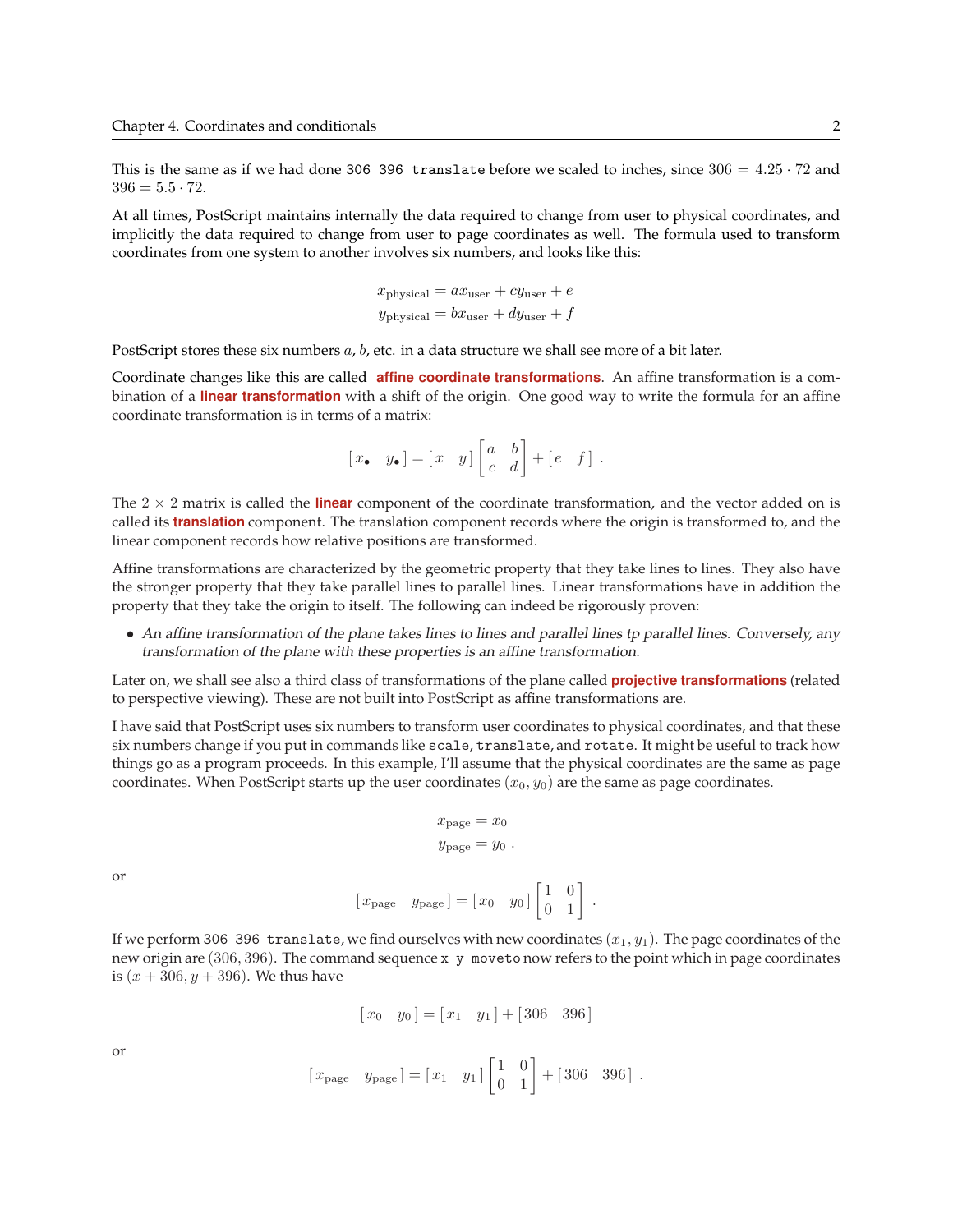This is the same as if we had done `306 396 translate` before we scaled to inches, since $306 = 4.25 \cdot 72$ and $396 = 5.5 \cdot 72$.

At all times, PostScript maintains internally the data required to change from user to physical coordinates, and implicitly the data required to change from user to page coordinates as well. The formula used to transform coordinates from one system to another involves six numbers, and looks like this:

$$x_{\text{physical}} = a x_{\text{user}} + c y_{\text{user}} + e$$
$$y_{\text{physical}} = b x_{\text{user}} + d y_{\text{user}} + f$$

PostScript stores these six numbers $a$, $b$, etc. in a data structure we shall see more of a bit later.

Coordinate changes like this are called **affine coordinate transformations**. An affine transformation is a combination of a **linear transformation** with a shift of the origin. One good way to write the formula for an affine coordinate transformation is in terms of a matrix:

$$\begin{bmatrix} x_\bullet & y_\bullet \end{bmatrix} = \begin{bmatrix} x & y \end{bmatrix} \begin{bmatrix} a & b \\ c & d \end{bmatrix} + \begin{bmatrix} e & f \end{bmatrix} .$$

The $2 \times 2$ matrix is called the **linear** component of the coordinate transformation, and the vector added on is called its **translation** component. The translation component records where the origin is transformed to, and the linear component records how relative positions are transformed.

Affine transformations are characterized by the geometric property that they take lines to lines. They also have the stronger property that they take parallel lines to parallel lines. Linear transformations have in addition the property that they take the origin to itself. The following can indeed be rigorously proven:

- *An affine transformation of the plane takes lines to lines and parallel lines tp parallel lines. Conversely, any transformation of the plane with these properties is an affine transformation.*

Later on, we shall see also a third class of transformations of the plane called **projective transformations** (related to perspective viewing). These are not built into PostScript as affine transformations are.

I have said that PostScript uses six numbers to transform user coordinates to physical coordinates, and that these six numbers change if you put in commands like `scale`, `translate`, and `rotate`. It might be useful to track how things go as a program proceeds. In this example, I'll assume that the physical coordinates are the same as page coordinates. When PostScript starts up the user coordinates $(x_0, y_0)$ are the same as page coordinates.

$$x_{\text{page}} = x_0$$
$$y_{\text{page}} = y_0 \ .$$

or

$$\begin{bmatrix} x_{\text{page}} & y_{\text{page}} \end{bmatrix} = \begin{bmatrix} x_0 & y_0 \end{bmatrix} \begin{bmatrix} 1 & 0 \\ 0 & 1 \end{bmatrix} .$$

If we perform `306 396 translate`, we find ourselves with new coordinates $(x_1, y_1)$. The page coordinates of the new origin are $(306, 396)$. The command sequence `x y moveto` now refers to the point which in page coordinates is $(x + 306, y + 396)$. We thus have

$$\begin{bmatrix} x_0 & y_0 \end{bmatrix} = \begin{bmatrix} x_1 & y_1 \end{bmatrix} + \begin{bmatrix} 306 & 396 \end{bmatrix}$$

or

$$\begin{bmatrix} x_{\text{page}} & y_{\text{page}} \end{bmatrix} = \begin{bmatrix} x_1 & y_1 \end{bmatrix} \begin{bmatrix} 1 & 0 \\ 0 & 1 \end{bmatrix} + \begin{bmatrix} 306 & 396 \end{bmatrix} .$$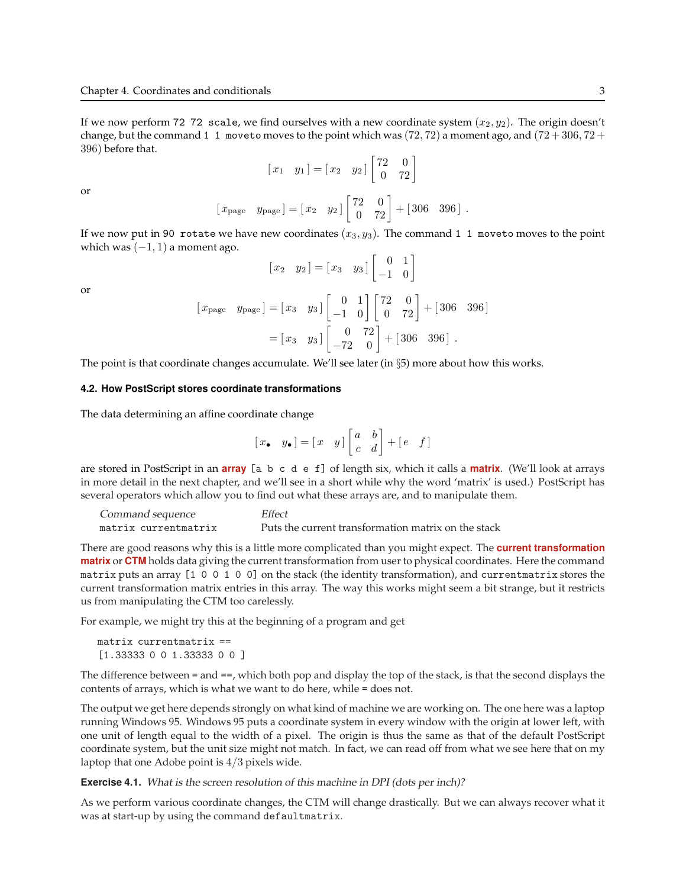If we now perform `72 72 scale`, we find ourselves with a new coordinate system $(x_2, y_2)$. The origin doesn't change, but the command `1 1 moveto` moves to the point which was $(72, 72)$ a moment ago, and $(72+306, 72+396)$ before that.

$$[\, x_1 \quad y_1 \,] = [\, x_2 \quad y_2 \,] \begin{bmatrix} 72 & 0 \\ 0 & 72 \end{bmatrix}$$

or

$$[\, x_{\text{page}} \quad y_{\text{page}} \,] = [\, x_2 \quad y_2 \,] \begin{bmatrix} 72 & 0 \\ 0 & 72 \end{bmatrix} + [\, 306 \quad 396 \,] \, .$$

If we now put in `90 rotate` we have new coordinates $(x_3, y_3)$. The command `1 1 moveto` moves to the point which was $(-1, 1)$ a moment ago.

$$[\, x_2 \quad y_2 \,] = [\, x_3 \quad y_3 \,] \begin{bmatrix} 0 & 1 \\ -1 & 0 \end{bmatrix}$$

or

$$\begin{aligned} [\, x_{\text{page}} \quad y_{\text{page}} \,] &= [\, x_3 \quad y_3 \,] \begin{bmatrix} 0 & 1 \\ -1 & 0 \end{bmatrix} \begin{bmatrix} 72 & 0 \\ 0 & 72 \end{bmatrix} + [\, 306 \quad 396 \,] \\ &= [\, x_3 \quad y_3 \,] \begin{bmatrix} 0 & 72 \\ -72 & 0 \end{bmatrix} + [\, 306 \quad 396 \,] \, . \end{aligned}$$

The point is that coordinate changes accumulate. We'll see later (in §5) more about how this works.

### 4.2. How PostScript stores coordinate transformations

The data determining an affine coordinate change

$$[\, x_\bullet \quad y_\bullet \,] = [\, x \quad y \,] \begin{bmatrix} a & b \\ c & d \end{bmatrix} + [\, e \quad f \,]$$

are stored in PostScript in an **array** `[a b c d e f]` of length six, which it calls a **matrix**. (We'll look at arrays in more detail in the next chapter, and we'll see in a short while why the word 'matrix' is used.) PostScript has several operators which allow you to find out what these arrays are, and to manipulate them.

| *Command sequence* | *Effect* |
| --- | --- |
| `matrix currentmatrix` | Puts the current transformation matrix on the stack |

There are good reasons why this is a little more complicated than you might expect. The **current transformation matrix** or **CTM** holds data giving the current transformation from user to physical coordinates. Here the command `matrix` puts an array `[1 0 0 1 0 0]` on the stack (the identity transformation), and `currentmatrix` stores the current transformation matrix entries in this array. The way this works might seem a bit strange, but it restricts us from manipulating the CTM too carelessly.

For example, we might try this at the beginning of a program and get

```
matrix currentmatrix ==
[1.33333 0 0 1.33333 0 0 ]
```

The difference between `=` and `==`, which both pop and display the top of the stack, is that the second displays the contents of arrays, which is what we want to do here, while `=` does not.

The output we get here depends strongly on what kind of machine we are working on. The one here was a laptop running Windows 95. Windows 95 puts a coordinate system in every window with the origin at lower left, with one unit of length equal to the width of a pixel. The origin is thus the same as that of the default PostScript coordinate system, but the unit size might not match. In fact, we can read off from what we see here that on my laptop that one Adobe point is $4/3$ pixels wide.

**Exercise 4.1.** *What is the screen resolution of this machine in DPI (dots per inch)?*

As we perform various coordinate changes, the CTM will change drastically. But we can always recover what it was at start-up by using the command `defaultmatrix`.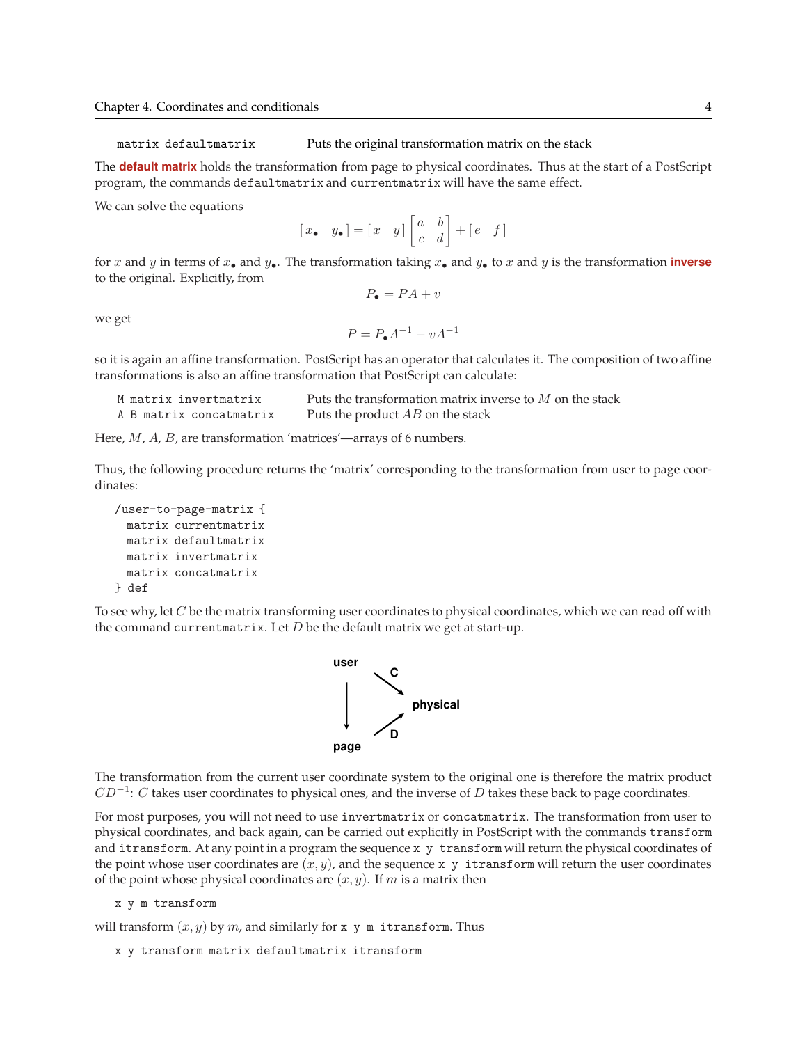| | |
|---|---|
| `matrix defaultmatrix` | Puts the original transformation matrix on the stack |

The **default matrix** holds the transformation from page to physical coordinates. Thus at the start of a PostScript program, the commands `defaultmatrix` and `currentmatrix` will have the same effect.

We can solve the equations

$$[\,x_\bullet \quad y_\bullet\,] = [\,x \quad y\,] \begin{bmatrix} a & b \\ c & d \end{bmatrix} + [\,e \quad f\,]$$

for $x$ and $y$ in terms of $x_\bullet$ and $y_\bullet$. The transformation taking $x_\bullet$ and $y_\bullet$ to $x$ and $y$ is the transformation **inverse** to the original. Explicitly, from

$$P_\bullet = PA + v$$

we get

$$P = P_\bullet A^{-1} - vA^{-1}$$

so it is again an affine transformation. PostScript has an operator that calculates it. The composition of two affine transformations is also an affine transformation that PostScript can calculate:

| | |
|---|---|
| `M matrix invertmatrix` | Puts the transformation matrix inverse to $M$ on the stack |
| `A B matrix concatmatrix` | Puts the product $AB$ on the stack |

Here, $M$, $A$, $B$, are transformation 'matrices'—arrays of 6 numbers.

Thus, the following procedure returns the 'matrix' corresponding to the transformation from user to page coordinates:

```
/user-to-page-matrix {
  matrix currentmatrix
  matrix defaultmatrix
  matrix invertmatrix
  matrix concatmatrix
} def
```

To see why, let $C$ be the matrix transforming user coordinates to physical coordinates, which we can read off with the command `currentmatrix`. Let $D$ be the default matrix we get at start-up.

**user** —C→ **physical**; **user** ↓ **page**; **page** —D→ **physical**

The transformation from the current user coordinate system to the original one is therefore the matrix product $CD^{-1}$: $C$ takes user coordinates to physical ones, and the inverse of $D$ takes these back to page coordinates.

For most purposes, you will not need to use `invertmatrix` or `concatmatrix`. The transformation from user to physical coordinates, and back again, can be carried out explicitly in PostScript with the commands `transform` and `itransform`. At any point in a program the sequence `x y transform` will return the physical coordinates of the point whose user coordinates are $(x, y)$, and the sequence `x y itransform` will return the user coordinates of the point whose physical coordinates are $(x, y)$. If $m$ is a matrix then

```
x y m transform
```

will transform $(x, y)$ by $m$, and similarly for `x y m itransform`. Thus

```
x y transform matrix defaultmatrix itransform
```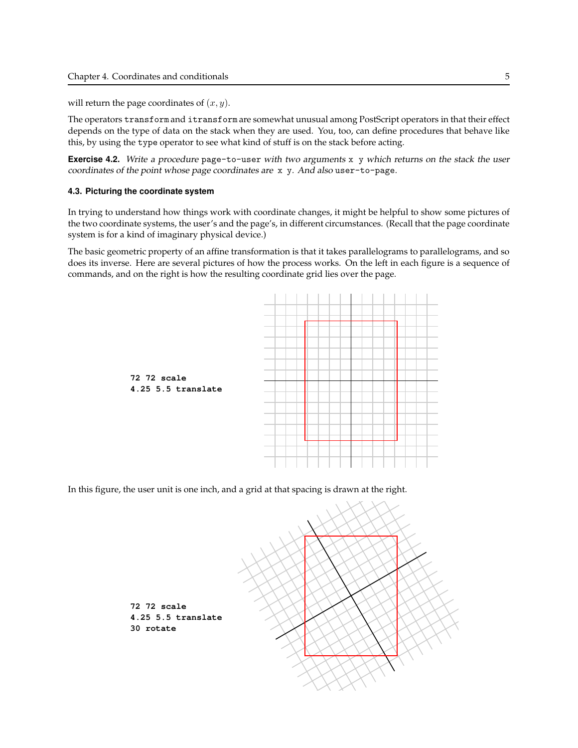will return the page coordinates of $(x, y)$.

The operators `transform` and `itransform` are somewhat unusual among PostScript operators in that their effect depends on the type of data on the stack when they are used. You, too, can define procedures that behave like this, by using the `type` operator to see what kind of stuff is on the stack before acting.

**Exercise 4.2.** *Write a procedure* `page-to-user` *with two arguments* `x y` *which returns on the stack the user coordinates of the point whose page coordinates are* `x y`*. And also* `user-to-page`*.*

#### 4.3. Picturing the coordinate system

In trying to understand how things work with coordinate changes, it might be helpful to show some pictures of the two coordinate systems, the user's and the page's, in different circumstances. (Recall that the page coordinate system is for a kind of imaginary physical device.)

The basic geometric property of an affine transformation is that it takes parallelograms to parallelograms, and so does its inverse. Here are several pictures of how the process works. On the left in each figure is a sequence of commands, and on the right is how the resulting coordinate grid lies over the page.

```
72 72 scale
4.25 5.5 translate
```

In this figure, the user unit is one inch, and a grid at that spacing is drawn at the right.

```
72 72 scale
4.25 5.5 translate
30 rotate
```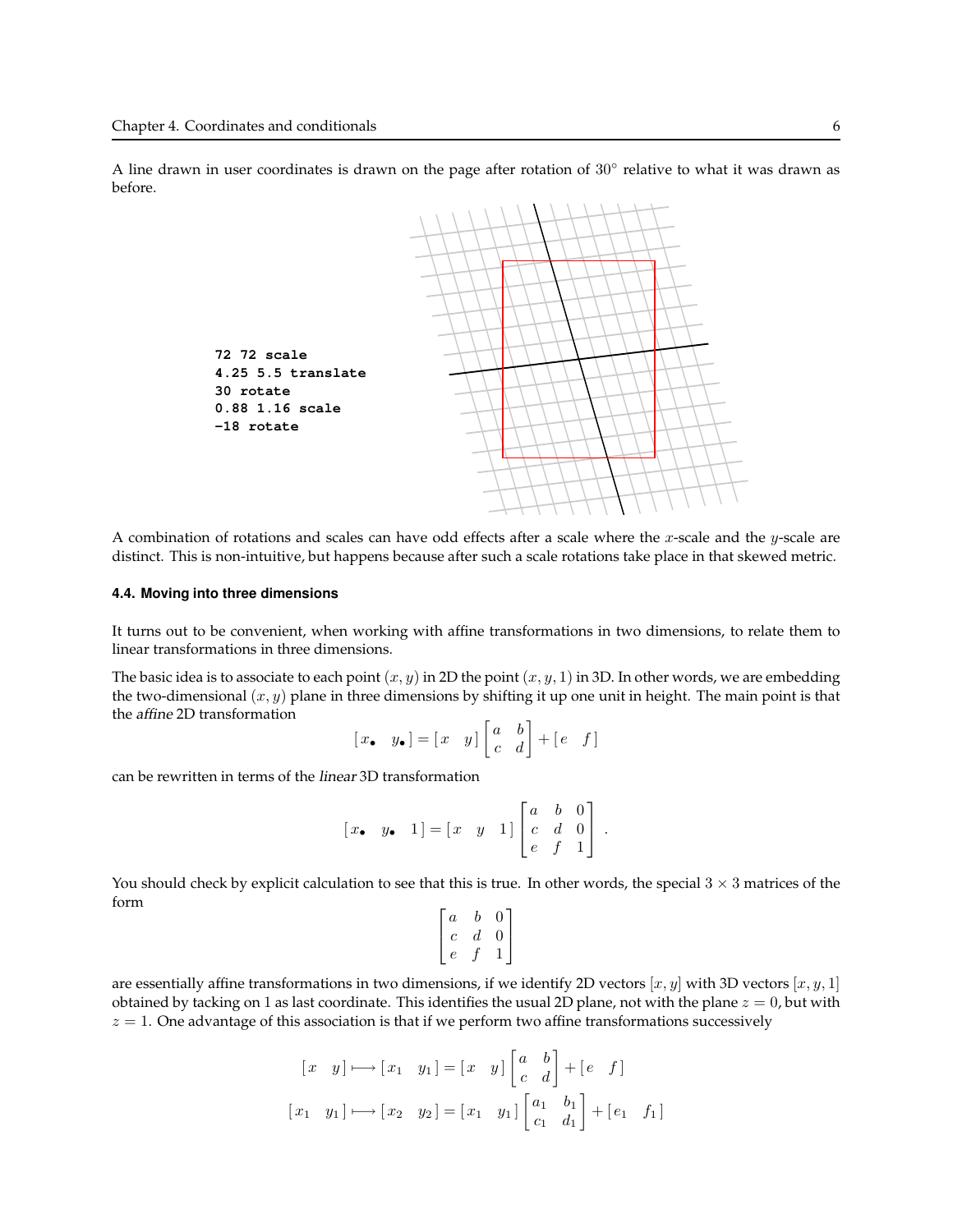A line drawn in user coordinates is drawn on the page after rotation of $30^\circ$ relative to what it was drawn as before.

```
72 72 scale
4.25 5.5 translate
30 rotate
0.88 1.16 scale
-18 rotate
```

A combination of rotations and scales can have odd effects after a scale where the $x$-scale and the $y$-scale are distinct. This is non-intuitive, but happens because after such a scale rotations take place in that skewed metric.

#### 4.4. Moving into three dimensions

It turns out to be convenient, when working with affine transformations in two dimensions, to relate them to linear transformations in three dimensions.

The basic idea is to associate to each point $(x, y)$ in 2D the point $(x, y, 1)$ in 3D. In other words, we are embedding the two-dimensional $(x, y)$ plane in three dimensions by shifting it up one unit in height. The main point is that the *affine* 2D transformation

$$[\, x_\bullet \quad y_\bullet \,] = [\, x \quad y \,] \begin{bmatrix} a & b \\ c & d \end{bmatrix} + [\, e \quad f \,]$$

can be rewritten in terms of the *linear* 3D transformation

$$[\, x_\bullet \quad y_\bullet \quad 1 \,] = [\, x \quad y \quad 1 \,] \begin{bmatrix} a & b & 0 \\ c & d & 0 \\ e & f & 1 \end{bmatrix} .$$

You should check by explicit calculation to see that this is true. In other words, the special $3 \times 3$ matrices of the form

$$\begin{bmatrix} a & b & 0 \\ c & d & 0 \\ e & f & 1 \end{bmatrix}$$

are essentially affine transformations in two dimensions, if we identify 2D vectors $[x, y]$ with 3D vectors $[x, y, 1]$ obtained by tacking on 1 as last coordinate. This identifies the usual 2D plane, not with the plane $z = 0$, but with $z = 1$. One advantage of this association is that if we perform two affine transformations successively

$$[\, x \quad y \,] \longmapsto [\, x_1 \quad y_1 \,] = [\, x \quad y \,] \begin{bmatrix} a & b \\ c & d \end{bmatrix} + [\, e \quad f \,]$$

$$[\, x_1 \quad y_1 \,] \longmapsto [\, x_2 \quad y_2 \,] = [\, x_1 \quad y_1 \,] \begin{bmatrix} a_1 & b_1 \\ c_1 & d_1 \end{bmatrix} + [\, e_1 \quad f_1 \,]$$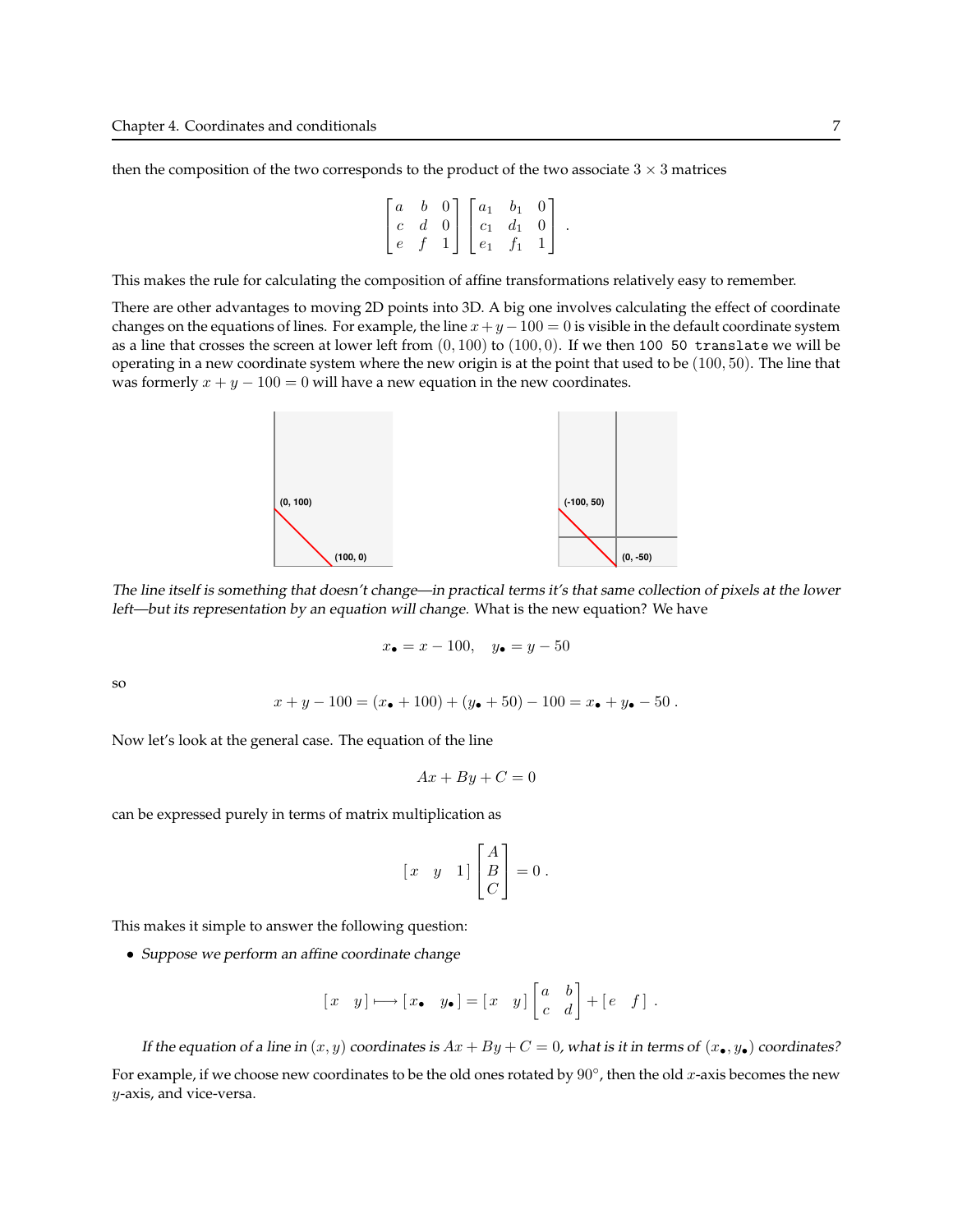then the composition of the two corresponds to the product of the two associate $3 \times 3$ matrices

$$\begin{bmatrix} a & b & 0 \\ c & d & 0 \\ e & f & 1 \end{bmatrix} \begin{bmatrix} a_1 & b_1 & 0 \\ c_1 & d_1 & 0 \\ e_1 & f_1 & 1 \end{bmatrix} .$$

This makes the rule for calculating the composition of affine transformations relatively easy to remember.

There are other advantages to moving 2D points into 3D. A big one involves calculating the effect of coordinate changes on the equations of lines. For example, the line $x + y - 100 = 0$ is visible in the default coordinate system as a line that crosses the screen at lower left from $(0, 100)$ to $(100, 0)$. If we then `100 50 translate` we will be operating in a new coordinate system where the new origin is at the point that used to be $(100, 50)$. The line that was formerly $x + y - 100 = 0$ will have a new equation in the new coordinates.

*The line itself is something that doesn't change—in practical terms it's that same collection of pixels at the lower left—but its representation by an equation will change.* What is the new equation? We have

$$x_\bullet = x - 100, \quad y_\bullet = y - 50$$

so

$$x + y - 100 = (x_\bullet + 100) + (y_\bullet + 50) - 100 = x_\bullet + y_\bullet - 50 .$$

Now let's look at the general case. The equation of the line

$$Ax + By + C = 0$$

can be expressed purely in terms of matrix multiplication as

$$\begin{bmatrix} x & y & 1 \end{bmatrix} \begin{bmatrix} A \\ B \\ C \end{bmatrix} = 0 .$$

This makes it simple to answer the following question:

- *Suppose we perform an affine coordinate change*

$$\begin{bmatrix} x & y \end{bmatrix} \longmapsto \begin{bmatrix} x_\bullet & y_\bullet \end{bmatrix} = \begin{bmatrix} x & y \end{bmatrix} \begin{bmatrix} a & b \\ c & d \end{bmatrix} + \begin{bmatrix} e & f \end{bmatrix} .$$

  *If the equation of a line in $(x, y)$ coordinates is $Ax + By + C = 0$, what is it in terms of $(x_\bullet, y_\bullet)$ coordinates?*

For example, if we choose new coordinates to be the old ones rotated by $90^\circ$, then the old $x$-axis becomes the new $y$-axis, and vice-versa.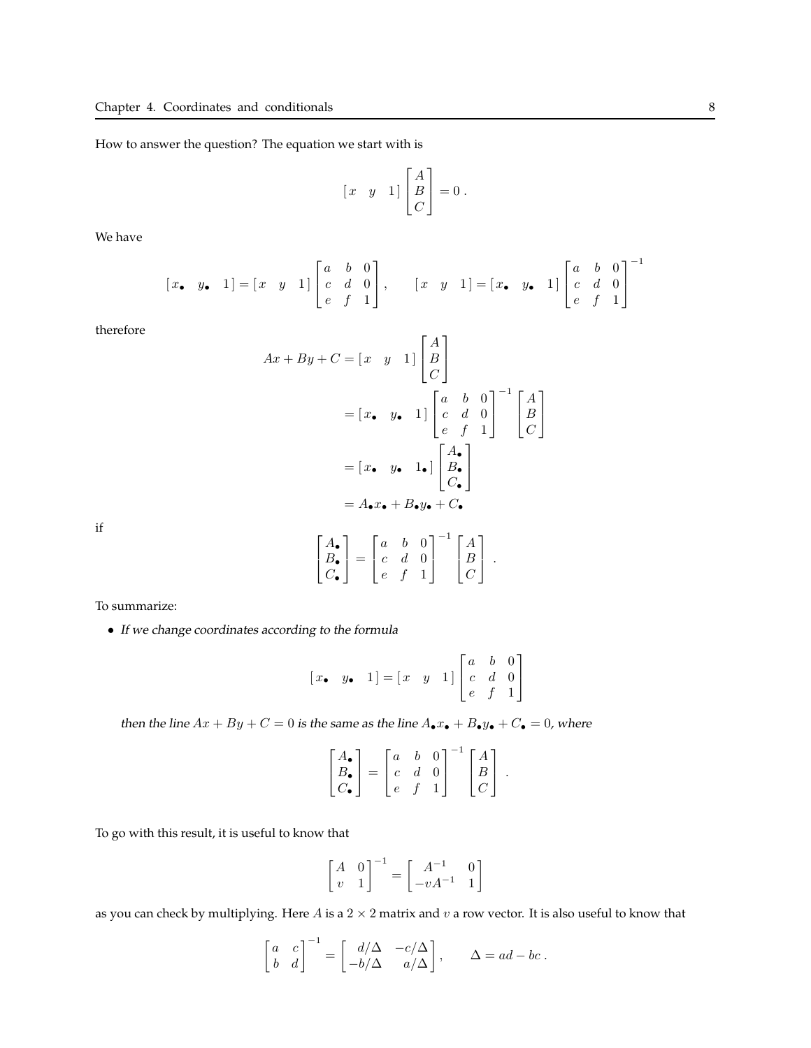How to answer the question? The equation we start with is

$$
[\,x \quad y \quad 1\,] \begin{bmatrix} A \\ B \\ C \end{bmatrix} = 0 \, .
$$

We have

$$
[\,x_\bullet \quad y_\bullet \quad 1\,] = [\,x \quad y \quad 1\,] \begin{bmatrix} a & b & 0 \\ c & d & 0 \\ e & f & 1 \end{bmatrix} , \qquad [\,x \quad y \quad 1\,] = [\,x_\bullet \quad y_\bullet \quad 1\,] \begin{bmatrix} a & b & 0 \\ c & d & 0 \\ e & f & 1 \end{bmatrix}^{-1}
$$

therefore

$$
\begin{aligned}
Ax + By + C &= [\,x \quad y \quad 1\,] \begin{bmatrix} A \\ B \\ C \end{bmatrix} \\
&= [\,x_\bullet \quad y_\bullet \quad 1\,] \begin{bmatrix} a & b & 0 \\ c & d & 0 \\ e & f & 1 \end{bmatrix}^{-1} \begin{bmatrix} A \\ B \\ C \end{bmatrix} \\
&= [\,x_\bullet \quad y_\bullet \quad 1_\bullet\,] \begin{bmatrix} A_\bullet \\ B_\bullet \\ C_\bullet \end{bmatrix} \\
&= A_\bullet x_\bullet + B_\bullet y_\bullet + C_\bullet
\end{aligned}
$$

if

$$
\begin{bmatrix} A_\bullet \\ B_\bullet \\ C_\bullet \end{bmatrix} = \begin{bmatrix} a & b & 0 \\ c & d & 0 \\ e & f & 1 \end{bmatrix}^{-1} \begin{bmatrix} A \\ B \\ C \end{bmatrix} \, .
$$

To summarize:

- *If we change coordinates according to the formula*

$$
[\,x_\bullet \quad y_\bullet \quad 1\,] = [\,x \quad y \quad 1\,] \begin{bmatrix} a & b & 0 \\ c & d & 0 \\ e & f & 1 \end{bmatrix}
$$

*then the line $Ax + By + C = 0$ is the same as the line $A_\bullet x_\bullet + B_\bullet y_\bullet + C_\bullet = 0$, where*

$$
\begin{bmatrix} A_\bullet \\ B_\bullet \\ C_\bullet \end{bmatrix} = \begin{bmatrix} a & b & 0 \\ c & d & 0 \\ e & f & 1 \end{bmatrix}^{-1} \begin{bmatrix} A \\ B \\ C \end{bmatrix} \, .
$$

To go with this result, it is useful to know that

$$
\begin{bmatrix} A & 0 \\ v & 1 \end{bmatrix}^{-1} = \begin{bmatrix} A^{-1} & 0 \\ -vA^{-1} & 1 \end{bmatrix}
$$

as you can check by multiplying. Here $A$ is a $2 \times 2$ matrix and $v$ a row vector. It is also useful to know that

$$
\begin{bmatrix} a & c \\ b & d \end{bmatrix}^{-1} = \begin{bmatrix} d/\Delta & -c/\Delta \\ -b/\Delta & a/\Delta \end{bmatrix} , \qquad \Delta = ad - bc \, .
$$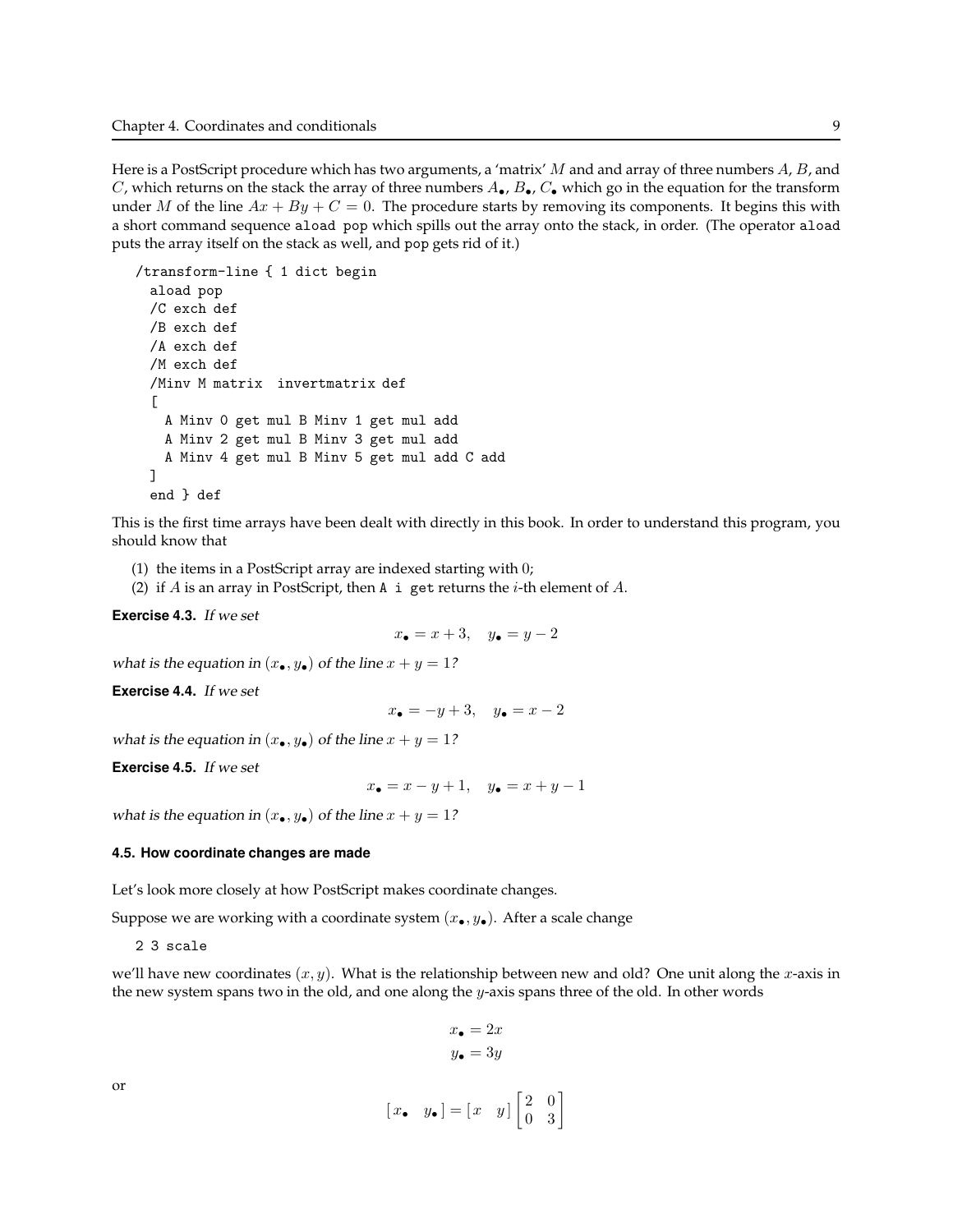Here is a PostScript procedure which has two arguments, a 'matrix' $M$ and and array of three numbers $A$, $B$, and $C$, which returns on the stack the array of three numbers $A_\bullet$, $B_\bullet$, $C_\bullet$ which go in the equation for the transform under $M$ of the line $Ax + By + C = 0$. The procedure starts by removing its components. It begins this with a short command sequence `aload pop` which spills out the array onto the stack, in order. (The operator `aload` puts the array itself on the stack as well, and `pop` gets rid of it.)

```
/transform-line { 1 dict begin
  aload pop
  /C exch def
  /B exch def
  /A exch def
  /M exch def
  /Minv M matrix  invertmatrix def
  [
    A Minv 0 get mul B Minv 1 get mul add
    A Minv 2 get mul B Minv 3 get mul add
    A Minv 4 get mul B Minv 5 get mul add C add
  ]
  end } def
```

This is the first time arrays have been dealt with directly in this book. In order to understand this program, you should know that

(1) the items in a PostScript array are indexed starting with 0;
(2) if $A$ is an array in PostScript, then `A i get` returns the $i$-th element of $A$.

**Exercise 4.3.** *If we set*

$$x_\bullet = x + 3, \quad y_\bullet = y - 2$$

*what is the equation in $(x_\bullet, y_\bullet)$ of the line $x + y = 1$?*

**Exercise 4.4.** *If we set*

$$x_\bullet = -y + 3, \quad y_\bullet = x - 2$$

*what is the equation in $(x_\bullet, y_\bullet)$ of the line $x + y = 1$?*

**Exercise 4.5.** *If we set*

$$x_\bullet = x - y + 1, \quad y_\bullet = x + y - 1$$

*what is the equation in $(x_\bullet, y_\bullet)$ of the line $x + y = 1$?*

#### 4.5. How coordinate changes are made

Let's look more closely at how PostScript makes coordinate changes.

Suppose we are working with a coordinate system $(x_\bullet, y_\bullet)$. After a scale change

```
2 3 scale
```

we'll have new coordinates $(x, y)$. What is the relationship between new and old? One unit along the $x$-axis in the new system spans two in the old, and one along the $y$-axis spans three of the old. In other words

$$x_\bullet = 2x$$
$$y_\bullet = 3y$$

or

$$[\, x_\bullet \quad y_\bullet \,] = [\, x \quad y \,] \begin{bmatrix} 2 & 0 \\ 0 & 3 \end{bmatrix}$$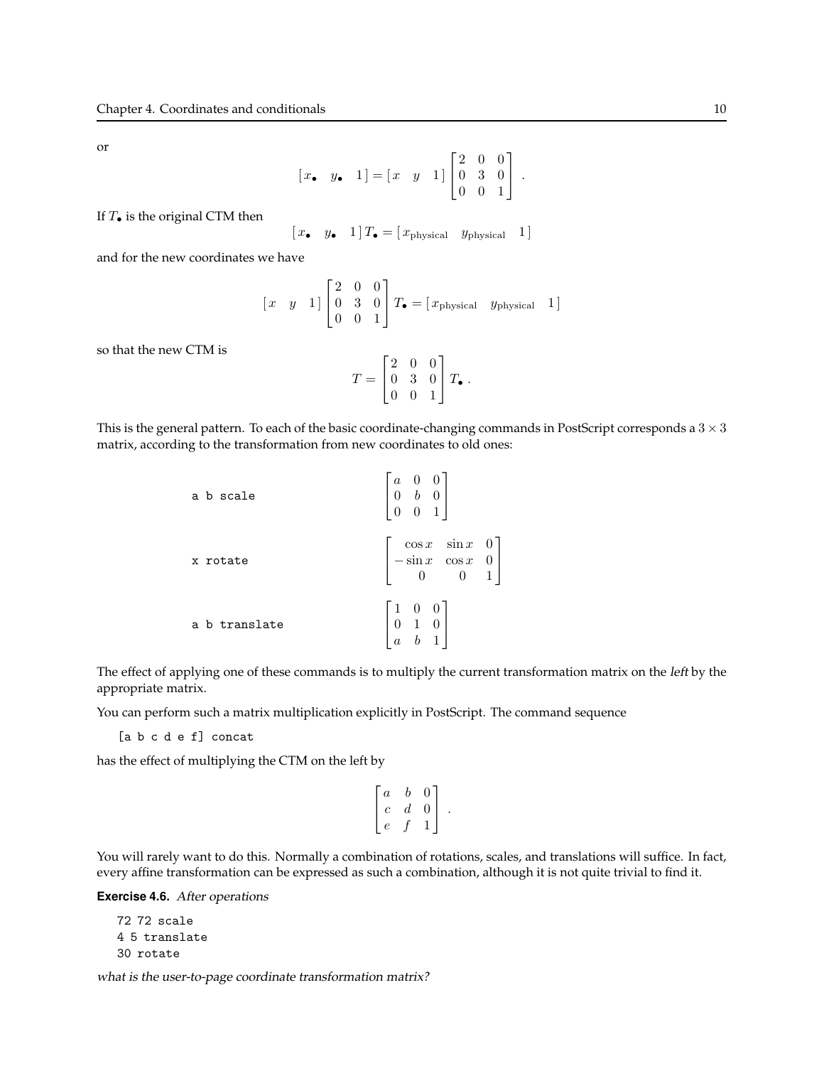or

$$[\,x_\bullet \quad y_\bullet \quad 1\,] = [\,x \quad y \quad 1\,] \begin{bmatrix} 2 & 0 & 0 \\ 0 & 3 & 0 \\ 0 & 0 & 1 \end{bmatrix} .$$

If $T_\bullet$ is the original CTM then

$$[\,x_\bullet \quad y_\bullet \quad 1\,]\, T_\bullet = [\,x_{\text{physical}} \quad y_{\text{physical}} \quad 1\,]$$

and for the new coordinates we have

$$[\,x \quad y \quad 1\,] \begin{bmatrix} 2 & 0 & 0 \\ 0 & 3 & 0 \\ 0 & 0 & 1 \end{bmatrix} T_\bullet = [\,x_{\text{physical}} \quad y_{\text{physical}} \quad 1\,]$$

so that the new CTM is

$$T = \begin{bmatrix} 2 & 0 & 0 \\ 0 & 3 & 0 \\ 0 & 0 & 1 \end{bmatrix} T_\bullet \,.$$

This is the general pattern. To each of the basic coordinate-changing commands in PostScript corresponds a $3 \times 3$ matrix, according to the transformation from new coordinates to old ones:

`a b scale`

$$\begin{bmatrix} a & 0 & 0 \\ 0 & b & 0 \\ 0 & 0 & 1 \end{bmatrix}$$

`x rotate`

$$\begin{bmatrix} \cos x & \sin x & 0 \\ -\sin x & \cos x & 0 \\ 0 & 0 & 1 \end{bmatrix}$$

`a b translate`

$$\begin{bmatrix} 1 & 0 & 0 \\ 0 & 1 & 0 \\ a & b & 1 \end{bmatrix}$$

The effect of applying one of these commands is to multiply the current transformation matrix on the *left* by the appropriate matrix.

You can perform such a matrix multiplication explicitly in PostScript. The command sequence

```
[a b c d e f] concat
```

has the effect of multiplying the CTM on the left by

$$\begin{bmatrix} a & b & 0 \\ c & d & 0 \\ e & f & 1 \end{bmatrix} .$$

You will rarely want to do this. Normally a combination of rotations, scales, and translations will suffice. In fact, every affine transformation can be expressed as such a combination, although it is not quite trivial to find it.

**Exercise 4.6.** *After operations*

```
72 72 scale
4 5 translate
30 rotate
```

*what is the user-to-page coordinate transformation matrix?*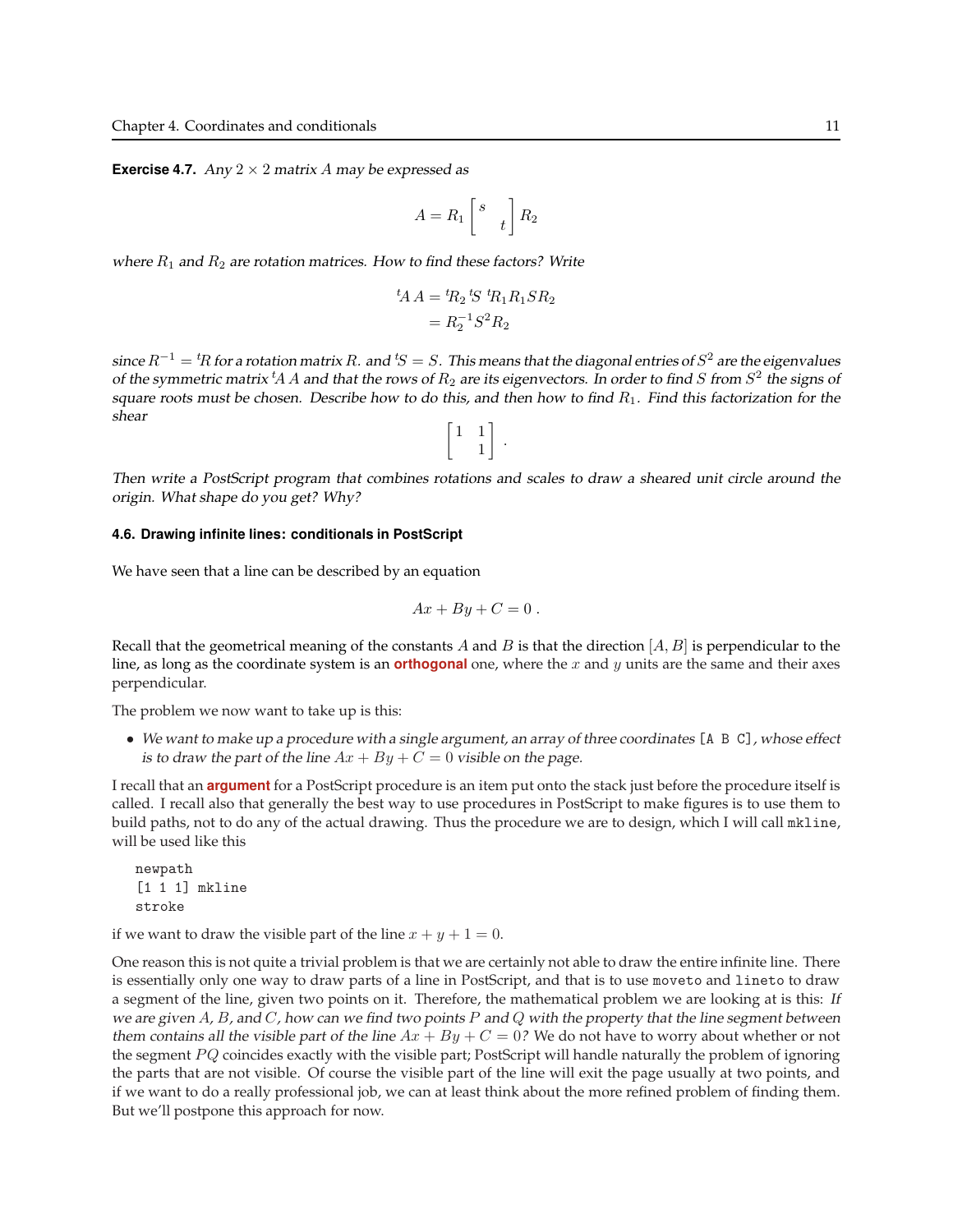**Exercise 4.7.** *Any $2 \times 2$ matrix $A$ may be expressed as*

$$A = R_1 \begin{bmatrix} s & \\ & t \end{bmatrix} R_2$$

*where $R_1$ and $R_2$ are rotation matrices. How to find these factors? Write*

$$\begin{aligned} {}^tA\,A &= {}^tR_2\,{}^tS\;{}^tR_1 R_1 S R_2 \\ &= R_2^{-1} S^2 R_2 \end{aligned}$$

*since $R^{-1} = {}^tR$ for a rotation matrix $R$. and ${}^tS = S$. This means that the diagonal entries of $S^2$ are the eigenvalues of the symmetric matrix ${}^tA\,A$ and that the rows of $R_2$ are its eigenvectors. In order to find $S$ from $S^2$ the signs of square roots must be chosen. Describe how to do this, and then how to find $R_1$. Find this factorization for the shear*

$$\begin{bmatrix} 1 & 1 \\ & 1 \end{bmatrix} .$$

*Then write a PostScript program that combines rotations and scales to draw a sheared unit circle around the origin. What shape do you get? Why?*

### 4.6. Drawing infinite lines: conditionals in PostScript

We have seen that a line can be described by an equation

$$Ax + By + C = 0 .$$

Recall that the geometrical meaning of the constants $A$ and $B$ is that the direction $[A, B]$ is perpendicular to the line, as long as the coordinate system is an **orthogonal** one, where the $x$ and $y$ units are the same and their axes perpendicular.

The problem we now want to take up is this:

- *We want to make up a procedure with a single argument, an array of three coordinates* `[A B C]`*, whose effect is to draw the part of the line $Ax + By + C = 0$ visible on the page.*

I recall that an **argument** for a PostScript procedure is an item put onto the stack just before the procedure itself is called. I recall also that generally the best way to use procedures in PostScript to make figures is to use them to build paths, not to do any of the actual drawing. Thus the procedure we are to design, which I will call `mkline`, will be used like this

```
newpath
[1 1 1] mkline
stroke
```

if we want to draw the visible part of the line $x + y + 1 = 0$.

One reason this is not quite a trivial problem is that we are certainly not able to draw the entire infinite line. There is essentially only one way to draw parts of a line in PostScript, and that is to use `moveto` and `lineto` to draw a segment of the line, given two points on it. Therefore, the mathematical problem we are looking at is this: *If we are given $A$, $B$, and $C$, how can we find two points $P$ and $Q$ with the property that the line segment between them contains all the visible part of the line $Ax + By + C = 0$?* We do not have to worry about whether or not the segment $PQ$ coincides exactly with the visible part; PostScript will handle naturally the problem of ignoring the parts that are not visible. Of course the visible part of the line will exit the page usually at two points, and if we want to do a really professional job, we can at least think about the more refined problem of finding them. But we'll postpone this approach for now.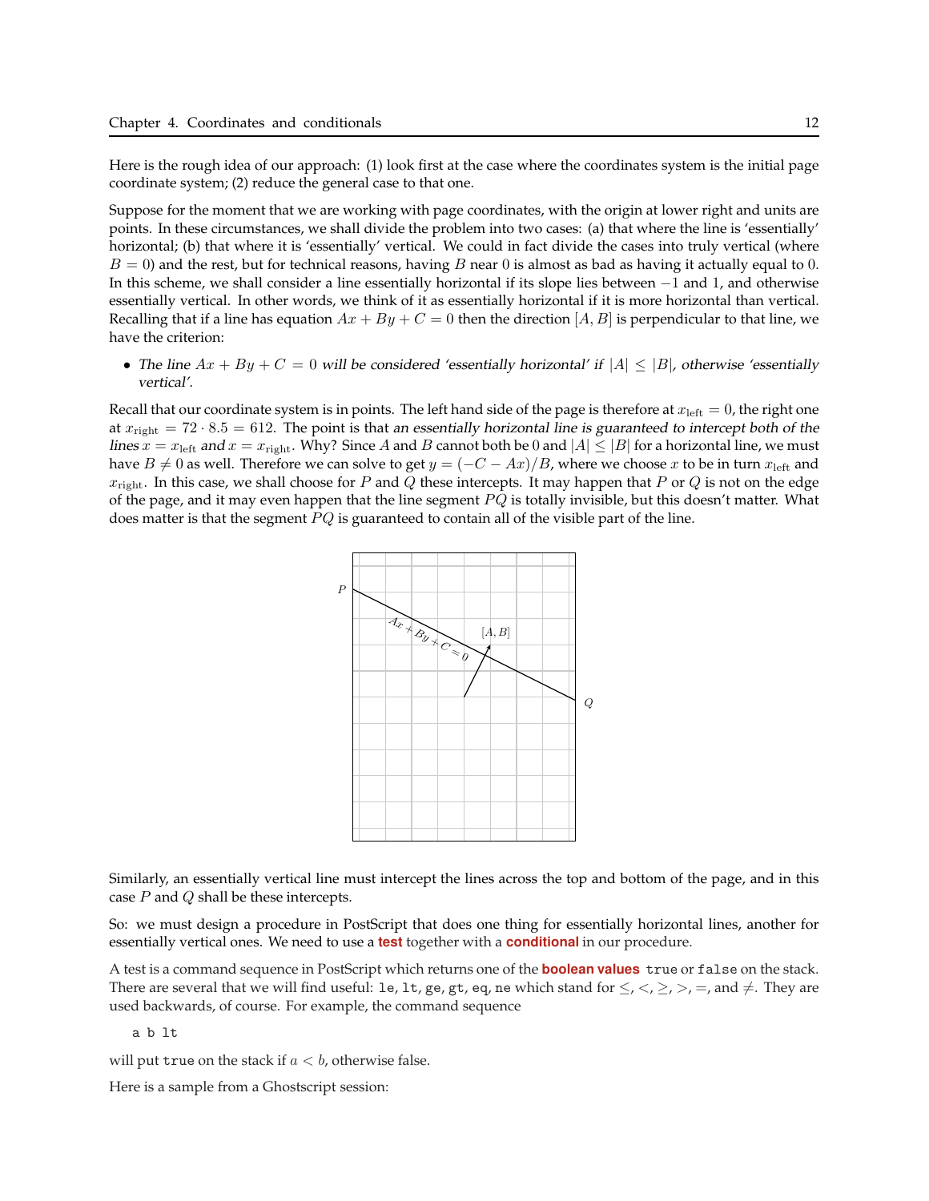Here is the rough idea of our approach: (1) look first at the case where the coordinates system is the initial page coordinate system; (2) reduce the general case to that one.

Suppose for the moment that we are working with page coordinates, with the origin at lower right and units are points. In these circumstances, we shall divide the problem into two cases: (a) that where the line is 'essentially' horizontal; (b) that where it is 'essentially' vertical. We could in fact divide the cases into truly vertical (where $B = 0$) and the rest, but for technical reasons, having $B$ near 0 is almost as bad as having it actually equal to 0. In this scheme, we shall consider a line essentially horizontal if its slope lies between $-1$ and 1, and otherwise essentially vertical. In other words, we think of it as essentially horizontal if it is more horizontal than vertical. Recalling that if a line has equation $Ax + By + C = 0$ then the direction $[A, B]$ is perpendicular to that line, we have the criterion:

- *The line $Ax + By + C = 0$ will be considered 'essentially horizontal' if $|A| \le |B|$, otherwise 'essentially vertical'.*

Recall that our coordinate system is in points. The left hand side of the page is therefore at $x_{\text{left}} = 0$, the right one at $x_{\text{right}} = 72 \cdot 8.5 = 612$. The point is that *an essentially horizontal line is guaranteed to intercept both of the lines $x = x_{\text{left}}$ and $x = x_{\text{right}}$*. Why? Since $A$ and $B$ cannot both be 0 and $|A| \le |B|$ for a horizontal line, we must have $B \ne 0$ as well. Therefore we can solve to get $y = (-C - Ax)/B$, where we choose $x$ to be in turn $x_{\text{left}}$ and $x_{\text{right}}$. In this case, we shall choose for $P$ and $Q$ these intercepts. It may happen that $P$ or $Q$ is not on the edge of the page, and it may even happen that the line segment $PQ$ is totally invisible, but this doesn't matter. What does matter is that the segment $PQ$ is guaranteed to contain all of the visible part of the line.

Similarly, an essentially vertical line must intercept the lines across the top and bottom of the page, and in this case $P$ and $Q$ shall be these intercepts.

So: we must design a procedure in PostScript that does one thing for essentially horizontal lines, another for essentially vertical ones. We need to use a **test** together with a **conditional** in our procedure.

A test is a command sequence in PostScript which returns one of the **boolean values** `true` or `false` on the stack. There are several that we will find useful: `le`, `lt`, `ge`, `gt`, `eq`, `ne` which stand for $\le$, $<$, $\ge$, $>$, $=$, and $\ne$. They are used backwards, of course. For example, the command sequence

```
a b lt
```

will put `true` on the stack if $a < b$, otherwise false.

Here is a sample from a Ghostscript session: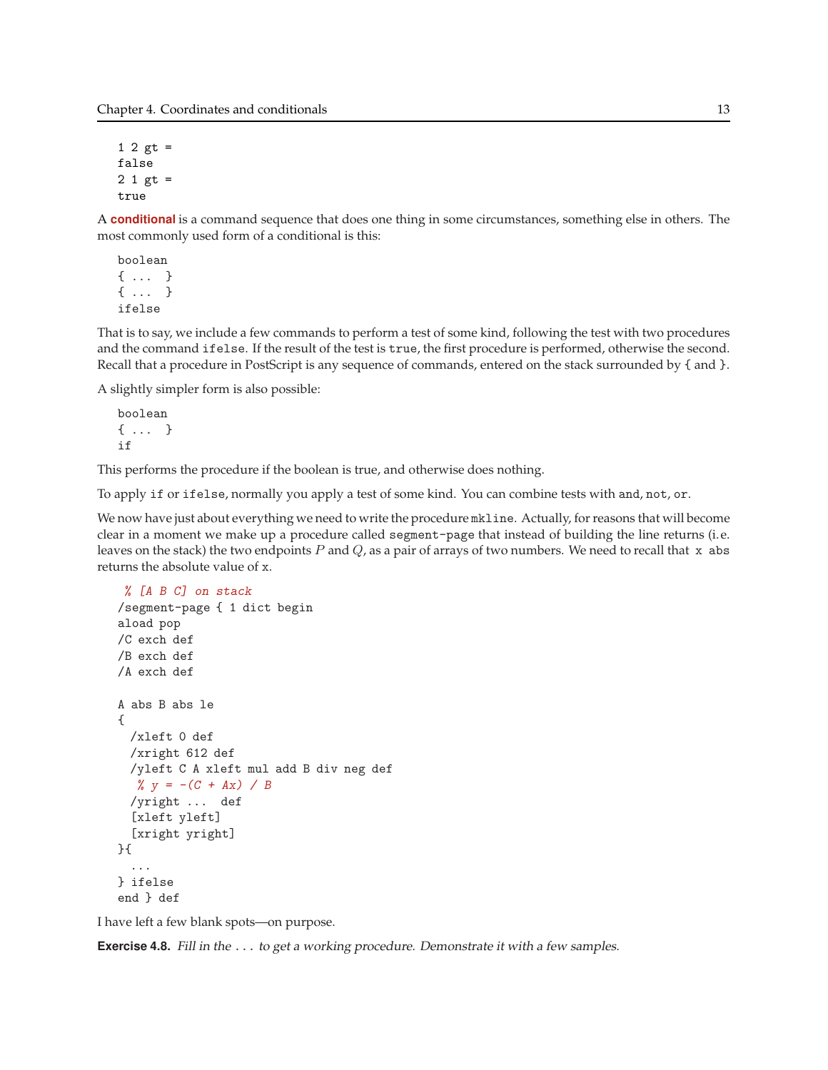```
1 2 gt =
false
2 1 gt =
true
```

A **conditional** is a command sequence that does one thing in some circumstances, something else in others. The most commonly used form of a conditional is this:

```
boolean
{ ...  }
{ ...  }
ifelse
```

That is to say, we include a few commands to perform a test of some kind, following the test with two procedures and the command `ifelse`. If the result of the test is `true`, the first procedure is performed, otherwise the second. Recall that a procedure in PostScript is any sequence of commands, entered on the stack surrounded by { and }.

A slightly simpler form is also possible:

```
boolean
{ ...  }
if
```

This performs the procedure if the boolean is true, and otherwise does nothing.

To apply `if` or `ifelse`, normally you apply a test of some kind. You can combine tests with `and`, `not`, `or`.

We now have just about everything we need to write the procedure `mkline`. Actually, for reasons that will become clear in a moment we make up a procedure called `segment-page` that instead of building the line returns (i.e. leaves on the stack) the two endpoints $P$ and $Q$, as a pair of arrays of two numbers. We need to recall that `x abs` returns the absolute value of `x`.

```
 % [A B C] on stack
/segment-page { 1 dict begin
aload pop
/C exch def
/B exch def
/A exch def

A abs B abs le
{
  /xleft 0 def
  /xright 612 def
  /yleft C A xleft mul add B div neg def
   % y = -(C + Ax) / B
  /yright ...  def
  [xleft yleft]
  [xright yright]
}{
  ...
} ifelse
end } def
```

I have left a few blank spots—on purpose.

**Exercise 4.8.** *Fill in the ... to get a working procedure. Demonstrate it with a few samples.*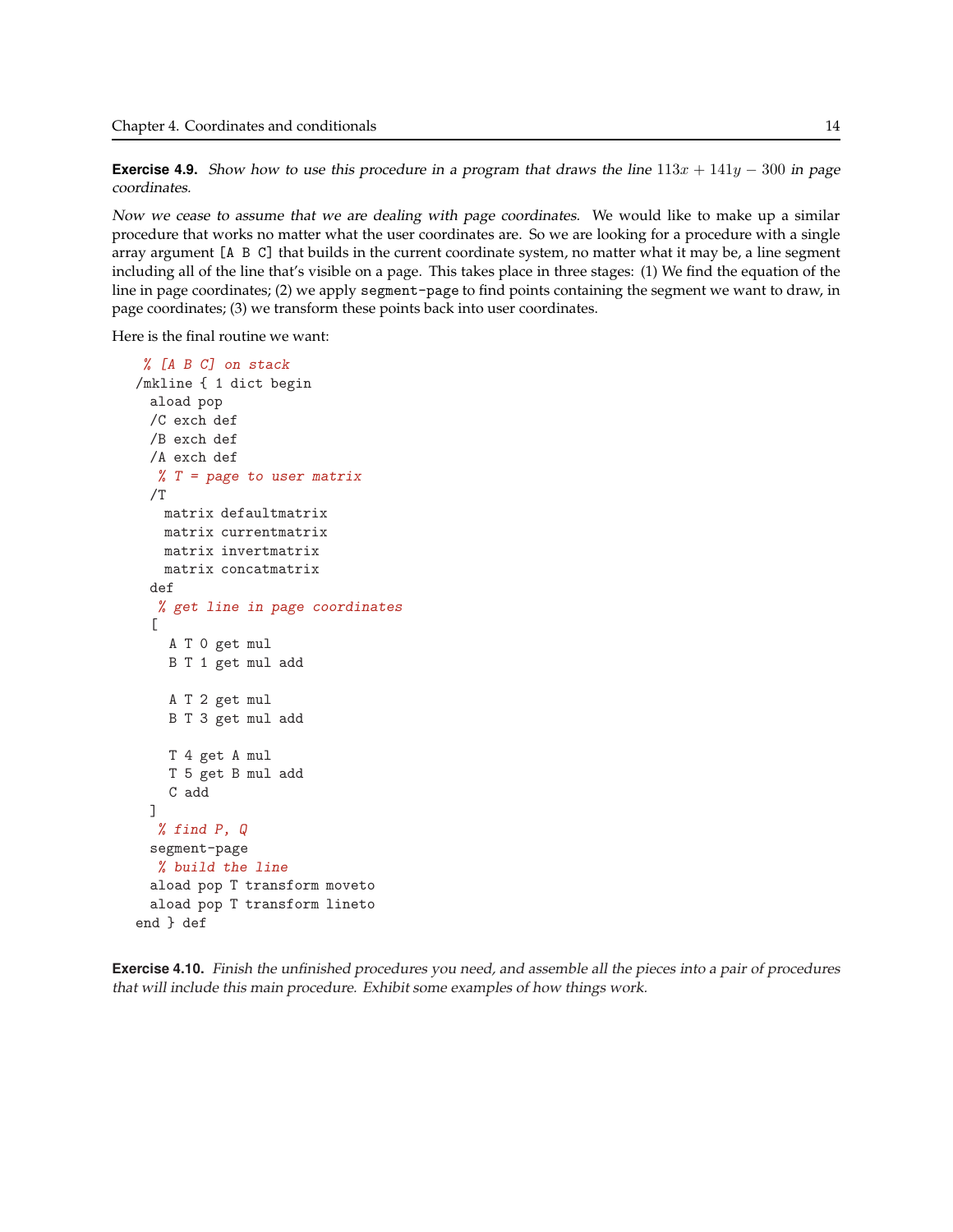**Exercise 4.9.** *Show how to use this procedure in a program that draws the line $113x + 141y - 300$ in page coordinates.*

*Now we cease to assume that we are dealing with page coordinates.* We would like to make up a similar procedure that works no matter what the user coordinates are. So we are looking for a procedure with a single array argument [A B C] that builds in the current coordinate system, no matter what it may be, a line segment including all of the line that's visible on a page. This takes place in three stages: (1) We find the equation of the line in page coordinates; (2) we apply `segment-page` to find points containing the segment we want to draw, in page coordinates; (3) we transform these points back into user coordinates.

Here is the final routine we want:

```
 % [A B C] on stack
/mkline { 1 dict begin
  aload pop
  /C exch def
  /B exch def
  /A exch def
   % T = page to user matrix
  /T
    matrix defaultmatrix
    matrix currentmatrix
    matrix invertmatrix
    matrix concatmatrix
  def
   % get line in page coordinates
  [
     A T 0 get mul
     B T 1 get mul add

     A T 2 get mul
     B T 3 get mul add

     T 4 get A mul
     T 5 get B mul add
     C add
  ]
   % find P, Q
  segment-page
   % build the line
  aload pop T transform moveto
  aload pop T transform lineto
end } def
```

**Exercise 4.10.** *Finish the unfinished procedures you need, and assemble all the pieces into a pair of procedures that will include this main procedure. Exhibit some examples of how things work.*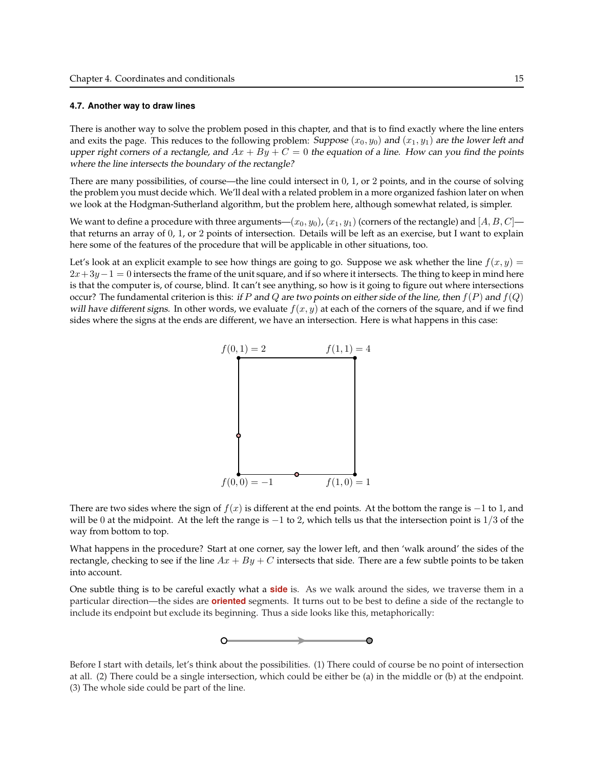### 4.7. Another way to draw lines

There is another way to solve the problem posed in this chapter, and that is to find exactly where the line enters and exits the page. This reduces to the following problem: *Suppose* $(x_0, y_0)$ *and* $(x_1, y_1)$ *are the lower left and upper right corners of a rectangle, and* $Ax + By + C = 0$ *the equation of a line. How can you find the points where the line intersects the boundary of the rectangle?*

There are many possibilities, of course—the line could intersect in 0, 1, or 2 points, and in the course of solving the problem you must decide which. We'll deal with a related problem in a more organized fashion later on when we look at the Hodgman-Sutherland algorithm, but the problem here, although somewhat related, is simpler.

We want to define a procedure with three arguments—$(x_0, y_0)$, $(x_1, y_1)$ (corners of the rectangle) and $[A, B, C]$—that returns an array of 0, 1, or 2 points of intersection. Details will be left as an exercise, but I want to explain here some of the features of the procedure that will be applicable in other situations, too.

Let's look at an explicit example to see how things are going to go. Suppose we ask whether the line $f(x, y) = 2x + 3y - 1 = 0$ intersects the frame of the unit square, and if so where it intersects. The thing to keep in mind here is that the computer is, of course, blind. It can't see anything, so how is it going to figure out where intersections occur? The fundamental criterion is this: *if* $P$ *and* $Q$ *are two points on either side of the line, then* $f(P)$ *and* $f(Q)$ *will have different signs.* In other words, we evaluate $f(x, y)$ at each of the corners of the square, and if we find sides where the signs at the ends are different, we have an intersection. Here is what happens in this case:

$f(0,1) = 2$ $\quad$ $f(1,1) = 4$

$f(0,0) = -1$ $\quad$ $f(1,0) = 1$

There are two sides where the sign of $f(x)$ is different at the end points. At the bottom the range is $-1$ to 1, and will be 0 at the midpoint. At the left the range is $-1$ to 2, which tells us that the intersection point is $1/3$ of the way from bottom to top.

What happens in the procedure? Start at one corner, say the lower left, and then 'walk around' the sides of the rectangle, checking to see if the line $Ax + By + C$ intersects that side. There are a few subtle points to be taken into account.

One subtle thing is to be careful exactly what a **side** is. As we walk around the sides, we traverse them in a particular direction—the sides are **oriented** segments. It turns out to be best to define a side of the rectangle to include its endpoint but exclude its beginning. Thus a side looks like this, metaphorically:

Before I start with details, let's think about the possibilities. (1) There could of course be no point of intersection at all. (2) There could be a single intersection, which could be either be (a) in the middle or (b) at the endpoint. (3) The whole side could be part of the line.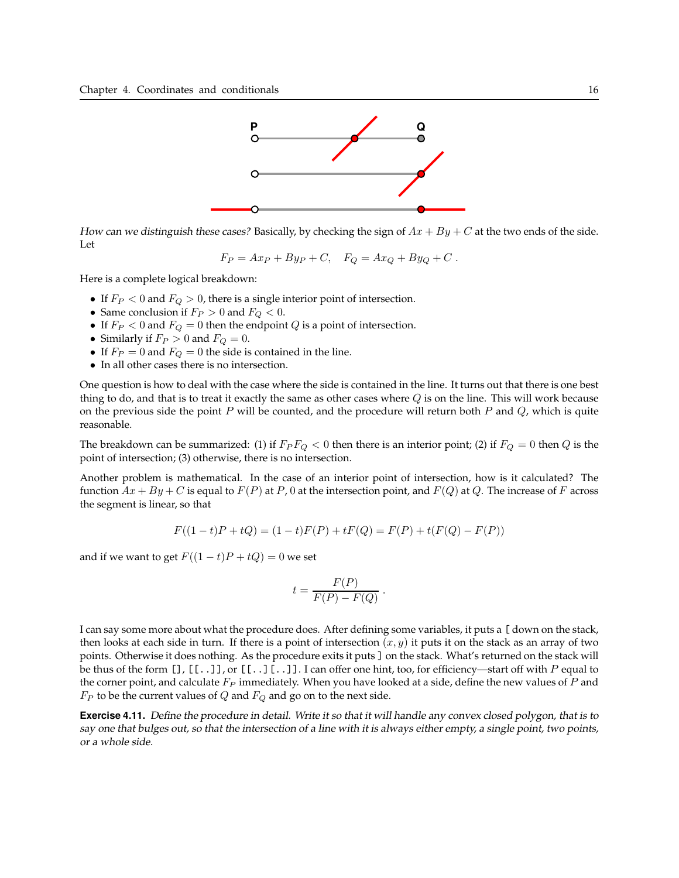How can we distinguish these cases? Basically, by checking the sign of $Ax + By + C$ at the two ends of the side. Let

$$F_P = Ax_P + By_P + C, \quad F_Q = Ax_Q + By_Q + C \, .$$

Here is a complete logical breakdown:

- If $F_P < 0$ and $F_Q > 0$, there is a single interior point of intersection.
- Same conclusion if $F_P > 0$ and $F_Q < 0$.
- If $F_P < 0$ and $F_Q = 0$ then the endpoint $Q$ is a point of intersection.
- Similarly if $F_P > 0$ and $F_Q = 0$.
- If $F_P = 0$ and $F_Q = 0$ the side is contained in the line.
- In all other cases there is no intersection.

One question is how to deal with the case where the side is contained in the line. It turns out that there is one best thing to do, and that is to treat it exactly the same as other cases where $Q$ is on the line. This will work because on the previous side the point $P$ will be counted, and the procedure will return both $P$ and $Q$, which is quite reasonable.

The breakdown can be summarized: (1) if $F_P F_Q < 0$ then there is an interior point; (2) if $F_Q = 0$ then $Q$ is the point of intersection; (3) otherwise, there is no intersection.

Another problem is mathematical. In the case of an interior point of intersection, how is it calculated? The function $Ax + By + C$ is equal to $F(P)$ at $P$, 0 at the intersection point, and $F(Q)$ at $Q$. The increase of $F$ across the segment is linear, so that

$$F((1-t)P + tQ) = (1-t)F(P) + tF(Q) = F(P) + t(F(Q) - F(P))$$

and if we want to get $F((1-t)P + tQ) = 0$ we set

$$t = \frac{F(P)}{F(P) - F(Q)} \, .$$

I can say some more about what the procedure does. After defining some variables, it puts a `[` down on the stack, then looks at each side in turn. If there is a point of intersection $(x, y)$ it puts it on the stack as an array of two points. Otherwise it does nothing. As the procedure exits it puts `]` on the stack. What's returned on the stack will be thus of the form `[]`, `[[..]]`, or `[[..][..]]`. I can offer one hint, too, for efficiency—start off with $P$ equal to the corner point, and calculate $F_P$ immediately. When you have looked at a side, define the new values of $P$ and $F_P$ to be the current values of $Q$ and $F_Q$ and go on to the next side.

**Exercise 4.11.** *Define the procedure in detail. Write it so that it will handle any convex closed polygon, that is to say one that bulges out, so that the intersection of a line with it is always either empty, a single point, two points, or a whole side.*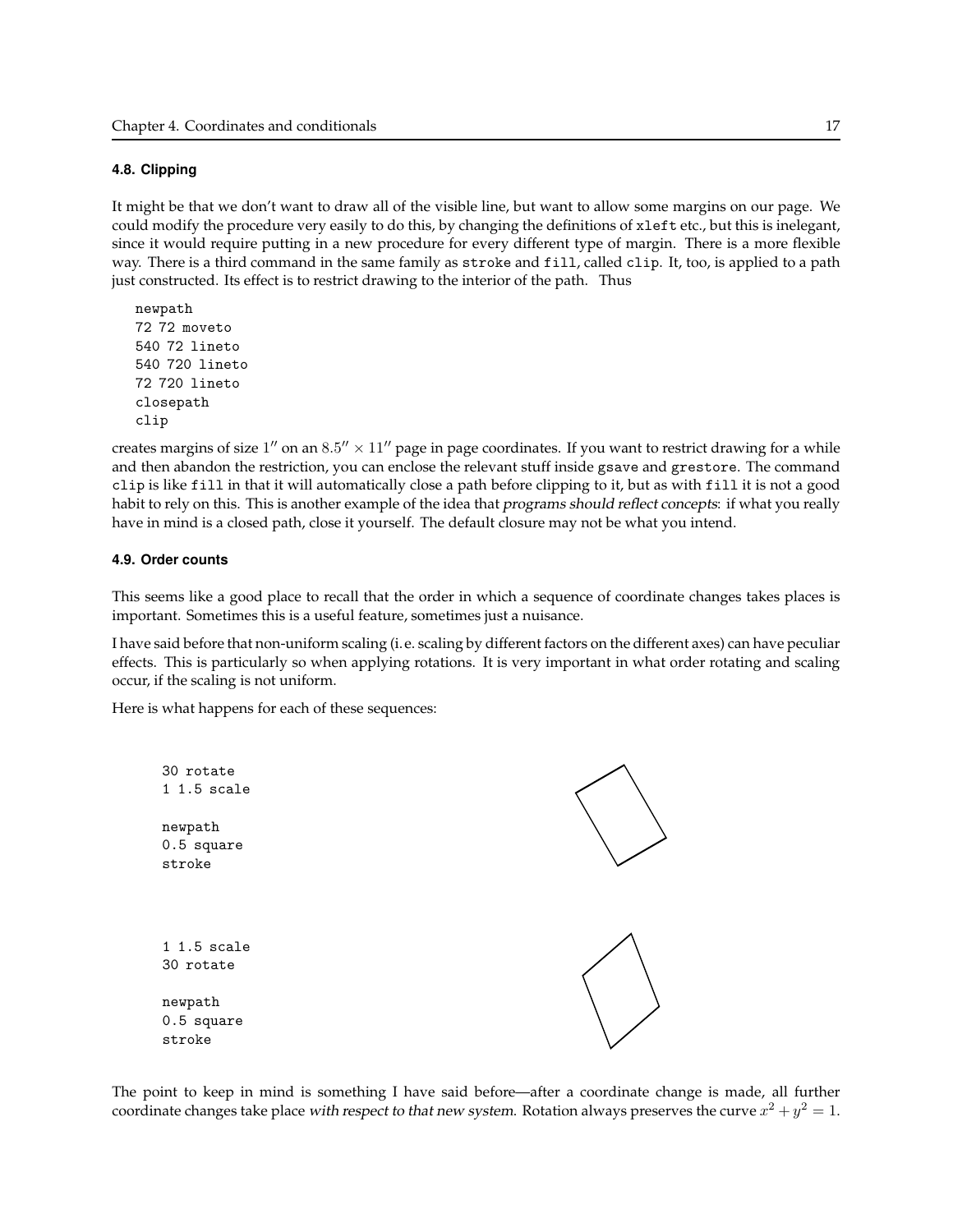### 4.8. Clipping

It might be that we don't want to draw all of the visible line, but want to allow some margins on our page. We could modify the procedure very easily to do this, by changing the definitions of `xleft` etc., but this is inelegant, since it would require putting in a new procedure for every different type of margin. There is a more flexible way. There is a third command in the same family as `stroke` and `fill`, called `clip`. It, too, is applied to a path just constructed. Its effect is to restrict drawing to the interior of the path. Thus

```
newpath
72 72 moveto
540 72 lineto
540 720 lineto
72 720 lineto
closepath
clip
```

creates margins of size $1''$ on an $8.5'' \times 11''$ page in page coordinates. If you want to restrict drawing for a while and then abandon the restriction, you can enclose the relevant stuff inside `gsave` and `grestore`. The command `clip` is like `fill` in that it will automatically close a path before clipping to it, but as with `fill` it is not a good habit to rely on this. This is another example of the idea that *programs should reflect concepts*: if what you really have in mind is a closed path, close it yourself. The default closure may not be what you intend.

### 4.9. Order counts

This seems like a good place to recall that the order in which a sequence of coordinate changes takes places is important. Sometimes this is a useful feature, sometimes just a nuisance.

I have said before that non-uniform scaling (i. e. scaling by different factors on the different axes) can have peculiar effects. This is particularly so when applying rotations. It is very important in what order rotating and scaling occur, if the scaling is not uniform.

Here is what happens for each of these sequences:

```
30 rotate
1 1.5 scale

newpath
0.5 square
stroke
```

```
1 1.5 scale
30 rotate

newpath
0.5 square
stroke
```

The point to keep in mind is something I have said before—after a coordinate change is made, all further coordinate changes take place *with respect to that new system*. Rotation always preserves the curve $x^2 + y^2 = 1$.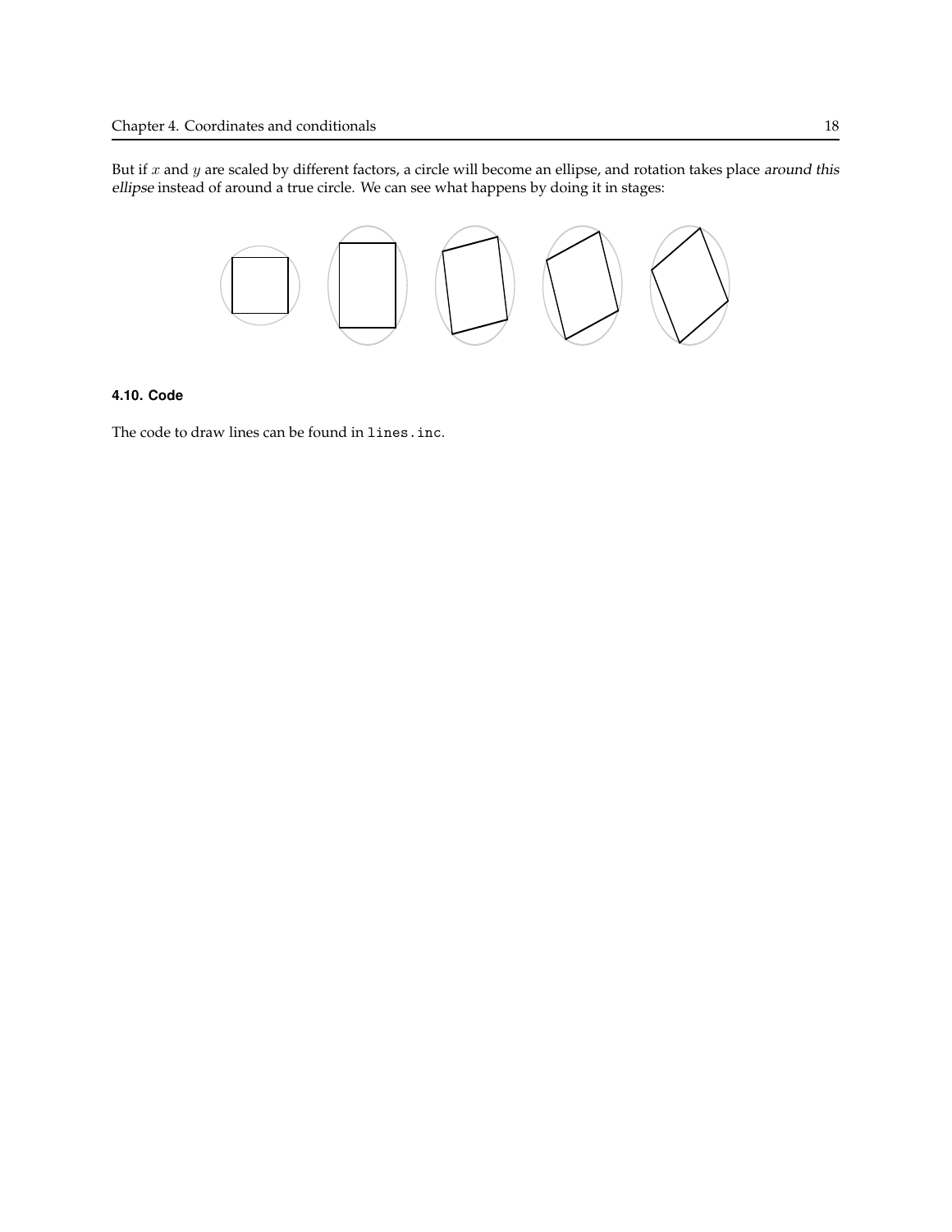But if $x$ and $y$ are scaled by different factors, a circle will become an ellipse, and rotation takes place *around this ellipse* instead of around a true circle. We can see what happens by doing it in stages:

### 4.10. Code

The code to draw lines can be found in `lines.inc`.